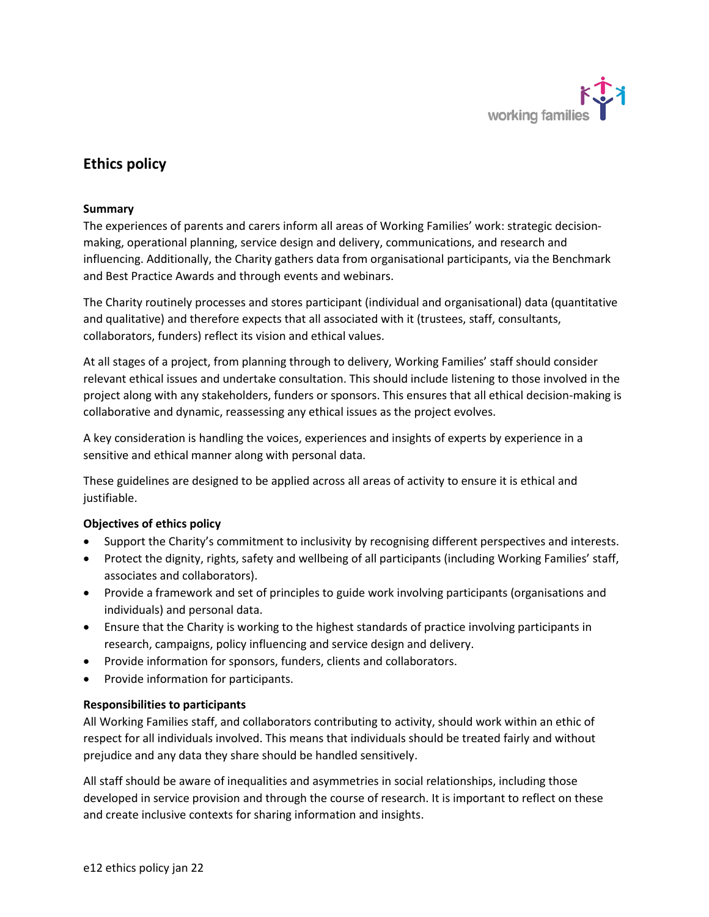# Ethics policy

### Summary

The experiences of parents and carers inform all areas of Working Families' work: strategic decision-making, operational planning, service design and delivery, communications, and research and influencing. Additionally, the Charity gathers data from organisational participants, via the Benchmark and Best Practice Awards and through events and webinars.

The Charity routinely processes and stores participant (individual and organisational) data (quantitative and qualitative) and therefore expects that all associated with it (trustees, staff, consultants, collaborators, funders) reflect its vision and ethical values.

At all stages of a project, from planning through to delivery, Working Families' staff should consider relevant ethical issues and undertake consultation. This should include listening to those involved in the project along with any stakeholders, funders or sponsors. This ensures that all ethical decision-making is collaborative and dynamic, reassessing any ethical issues as the project evolves.

A key consideration is handling the voices, experiences and insights of experts by experience in a sensitive and ethical manner along with personal data.

These guidelines are designed to be applied across all areas of activity to ensure it is ethical and justifiable.

### Objectives of ethics policy

- Support the Charity's commitment to inclusivity by recognising different perspectives and interests.
- Protect the dignity, rights, safety and wellbeing of all participants (including Working Families' staff, associates and collaborators).
- Provide a framework and set of principles to guide work involving participants (organisations and individuals) and personal data.
- Ensure that the Charity is working to the highest standards of practice involving participants in research, campaigns, policy influencing and service design and delivery.
- Provide information for sponsors, funders, clients and collaborators.
- Provide information for participants.

### Responsibilities to participants

All Working Families staff, and collaborators contributing to activity, should work within an ethic of respect for all individuals involved. This means that individuals should be treated fairly and without prejudice and any data they share should be handled sensitively.

All staff should be aware of inequalities and asymmetries in social relationships, including those developed in service provision and through the course of research. It is important to reflect on these and create inclusive contexts for sharing information and insights.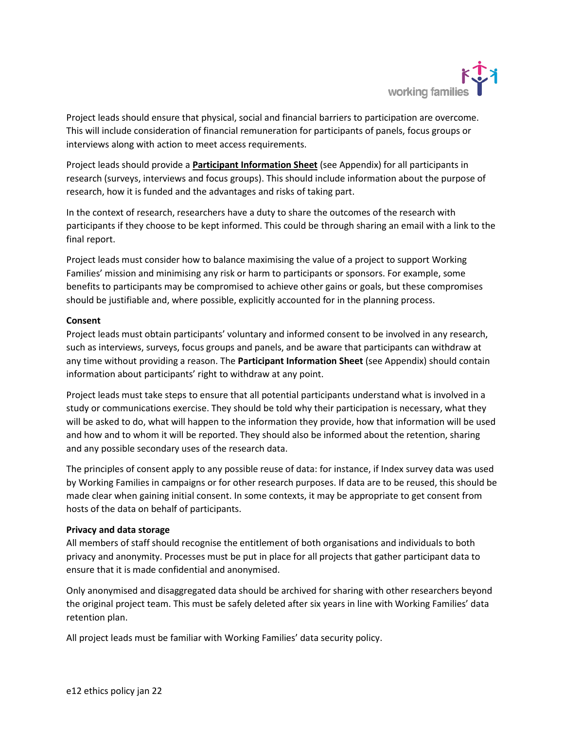Project leads should ensure that physical, social and financial barriers to participation are overcome. This will include consideration of financial remuneration for participants of panels, focus groups or interviews along with action to meet access requirements.

Project leads should provide a **Participant Information Sheet** (see Appendix) for all participants in research (surveys, interviews and focus groups). This should include information about the purpose of research, how it is funded and the advantages and risks of taking part.

In the context of research, researchers have a duty to share the outcomes of the research with participants if they choose to be kept informed. This could be through sharing an email with a link to the final report.

Project leads must consider how to balance maximising the value of a project to support Working Families' mission and minimising any risk or harm to participants or sponsors. For example, some benefits to participants may be compromised to achieve other gains or goals, but these compromises should be justifiable and, where possible, explicitly accounted for in the planning process.

**Consent**

Project leads must obtain participants' voluntary and informed consent to be involved in any research, such as interviews, surveys, focus groups and panels, and be aware that participants can withdraw at any time without providing a reason. The **Participant Information Sheet** (see Appendix) should contain information about participants' right to withdraw at any point.

Project leads must take steps to ensure that all potential participants understand what is involved in a study or communications exercise. They should be told why their participation is necessary, what they will be asked to do, what will happen to the information they provide, how that information will be used and how and to whom it will be reported. They should also be informed about the retention, sharing and any possible secondary uses of the research data.

The principles of consent apply to any possible reuse of data: for instance, if Index survey data was used by Working Families in campaigns or for other research purposes. If data are to be reused, this should be made clear when gaining initial consent. In some contexts, it may be appropriate to get consent from hosts of the data on behalf of participants.

**Privacy and data storage**

All members of staff should recognise the entitlement of both organisations and individuals to both privacy and anonymity. Processes must be put in place for all projects that gather participant data to ensure that it is made confidential and anonymised.

Only anonymised and disaggregated data should be archived for sharing with other researchers beyond the original project team. This must be safely deleted after six years in line with Working Families' data retention plan.

All project leads must be familiar with Working Families' data security policy.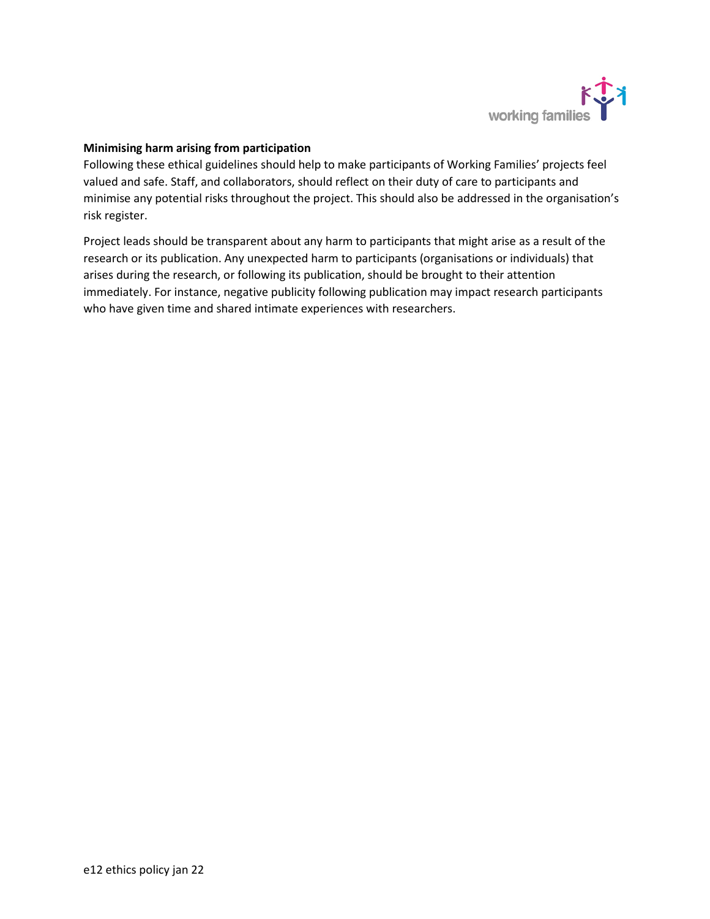**Minimising harm arising from participation**

Following these ethical guidelines should help to make participants of Working Families' projects feel valued and safe. Staff, and collaborators, should reflect on their duty of care to participants and minimise any potential risks throughout the project. This should also be addressed in the organisation's risk register.

Project leads should be transparent about any harm to participants that might arise as a result of the research or its publication. Any unexpected harm to participants (organisations or individuals) that arises during the research, or following its publication, should be brought to their attention immediately. For instance, negative publicity following publication may impact research participants who have given time and shared intimate experiences with researchers.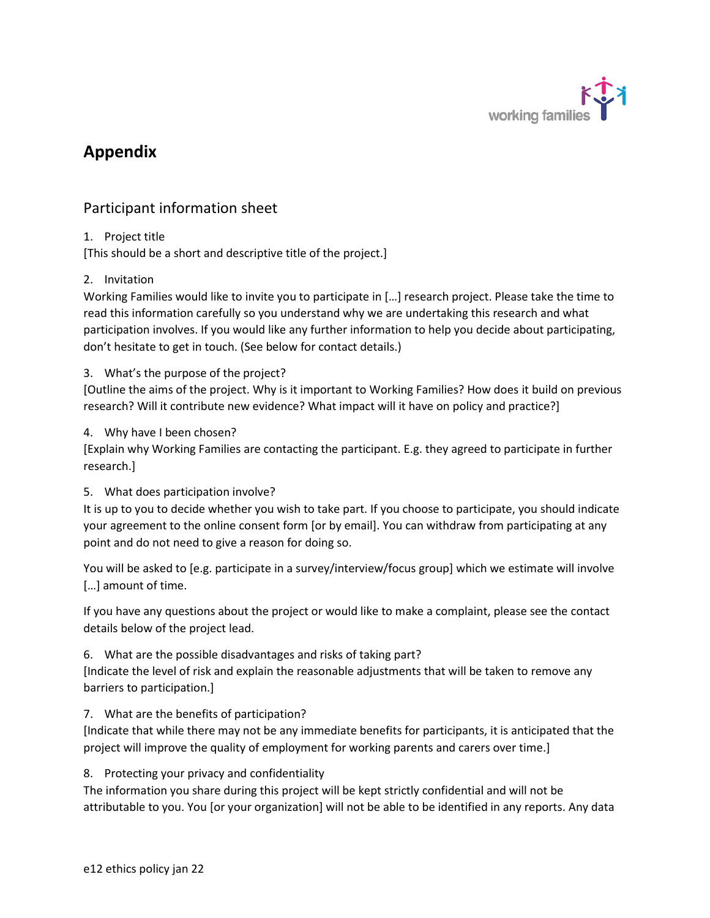# Appendix

## Participant information sheet

1. Project title

[This should be a short and descriptive title of the project.]

2. Invitation

Working Families would like to invite you to participate in […] research project. Please take the time to read this information carefully so you understand why we are undertaking this research and what participation involves. If you would like any further information to help you decide about participating, don't hesitate to get in touch. (See below for contact details.)

3. What's the purpose of the project?

[Outline the aims of the project. Why is it important to Working Families? How does it build on previous research? Will it contribute new evidence? What impact will it have on policy and practice?]

4. Why have I been chosen?

[Explain why Working Families are contacting the participant. E.g. they agreed to participate in further research.]

5. What does participation involve?

It is up to you to decide whether you wish to take part. If you choose to participate, you should indicate your agreement to the online consent form [or by email]. You can withdraw from participating at any point and do not need to give a reason for doing so.

You will be asked to [e.g. participate in a survey/interview/focus group] which we estimate will involve […] amount of time.

If you have any questions about the project or would like to make a complaint, please see the contact details below of the project lead.

6. What are the possible disadvantages and risks of taking part?

[Indicate the level of risk and explain the reasonable adjustments that will be taken to remove any barriers to participation.]

7. What are the benefits of participation?

[Indicate that while there may not be any immediate benefits for participants, it is anticipated that the project will improve the quality of employment for working parents and carers over time.]

8. Protecting your privacy and confidentiality

The information you share during this project will be kept strictly confidential and will not be attributable to you. You [or your organization] will not be able to be identified in any reports. Any data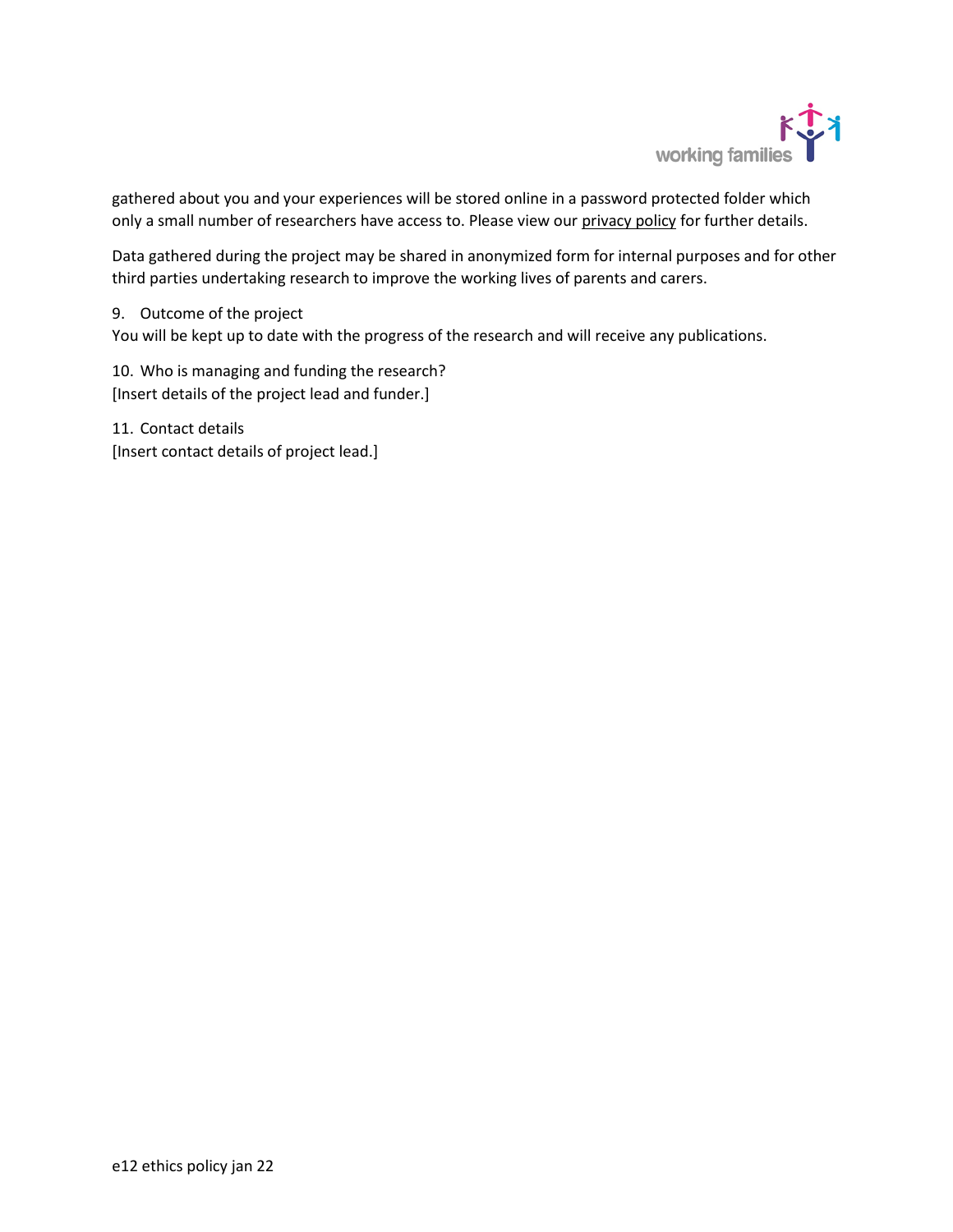gathered about you and your experiences will be stored online in a password protected folder which only a small number of researchers have access to. Please view our privacy policy for further details.

Data gathered during the project may be shared in anonymized form for internal purposes and for other third parties undertaking research to improve the working lives of parents and carers.

9. Outcome of the project
You will be kept up to date with the progress of the research and will receive any publications.

10. Who is managing and funding the research?
[Insert details of the project lead and funder.]

11. Contact details
[Insert contact details of project lead.]